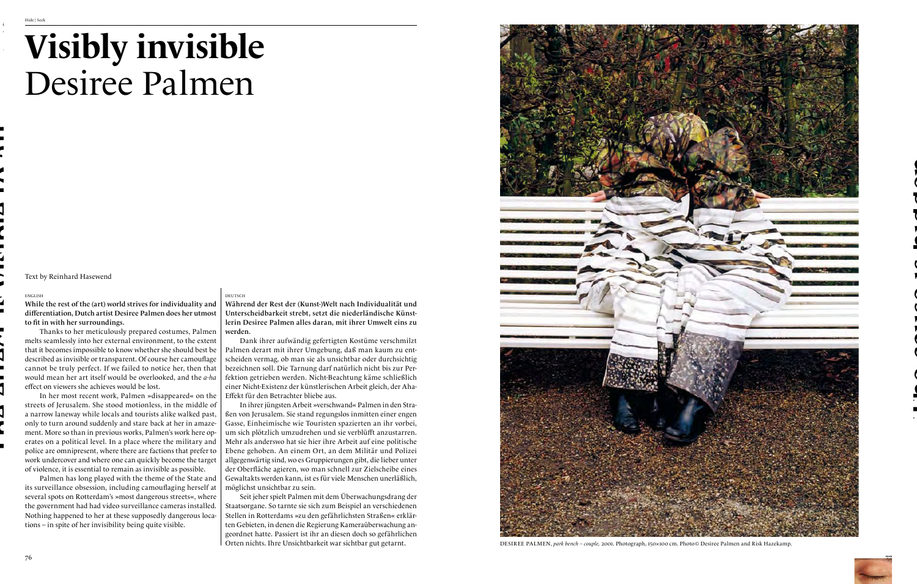# Visibly invisible
# Desiree Palmen

Text by Reinhard Hasewend

ENGLISH

**While the rest of the (art) world strives for individuality and differentiation, Dutch artist Desiree Palmen does her utmost to fit in with her surroundings.**

Thanks to her meticulously prepared costumes, Palmen melts seamlessly into her external environment, to the extent that it becomes impossible to know whether she should best be described as invisible or transparent. Of course her camouflage cannot be truly perfect. If we failed to notice her, then that would mean her art itself would be overlooked, and the *a-ha* effect on viewers she achieves would be lost.

In her most recent work, Palmen »disappeared« on the streets of Jerusalem. She stood motionless, in the middle of a narrow laneway while locals and tourists alike walked past, only to turn around suddenly and stare back at her in amazement. More so than in previous works, Palmen's work here operates on a political level. In a place where the military and police are omnipresent, where there are factions that prefer to work undercover and where one can quickly become the target of violence, it is essential to remain as invisible as possible.

Palmen has long played with the theme of the State and its surveillance obsession, including camouflaging herself at several spots on Rotterdam's »most dangerous streets«, where the government had had video surveillance cameras installed. Nothing happened to her at these supposedly dangerous locations – in spite of her invisibility being quite visible.

DEUTSCH

**Während der Rest der (Kunst-)Welt nach Individualität und Unterscheidbarkeit strebt, setzt die niederländische Künstlerin Desiree Palmen alles daran, mit ihrer Umwelt eins zu werden.**

Dank ihrer aufwändig gefertigten Kostüme verschmilzt Palmen derart mit ihrer Umgebung, daß man kaum zu entscheiden vermag, ob man sie als unsichtbar oder durchsichtig bezeichnen soll. Die Tarnung darf natürlich nicht bis zur Perfektion getrieben werden. Nicht-Beachtung käme schließlich einer Nicht-Existenz der künstlerischen Arbeit gleich, der Aha-Effekt für den Betrachter bliebe aus.

In ihrer jüngsten Arbeit »verschwand« Palmen in den Straßen von Jerusalem. Sie stand regungslos inmitten einer engen Gasse, Einheimische wie Touristen spazierten an ihr vorbei, um sich plötzlich umzudrehen und sie verblüfft anzustarren. Mehr als anderswo hat sie hier ihre Arbeit auf eine politische Ebene gehoben. An einem Ort, an dem Militär und Polizei allgegenwärtig sind, wo es Gruppierungen gibt, die lieber unter der Oberfläche agieren, wo man schnell zur Zielscheibe eines Gewaltakts werden kann, ist es für viele Menschen unerläßlich, möglichst unsichtbar zu sein.

Seit jeher spielt Palmen mit dem Überwachungsdrang der Staatsorgane. So tarnte sie sich zum Beispiel an verschiedenen Stellen in Rotterdams »zu den gefährlichsten Straßen« erklärten Gebieten, in denen die Regierung Kameraüberwachung angeordnet hatte. Passiert ist ihr an diesen doch so gefährlichen Orten nichts. Ihre Unsichtbarkeit war sichtbar gut getarnt.

DESIREE PALMEN, *park bench – couple,* 2001. Photograph, 150×100 cm. Photo© Desiree Palmen and Risk Hazekamp.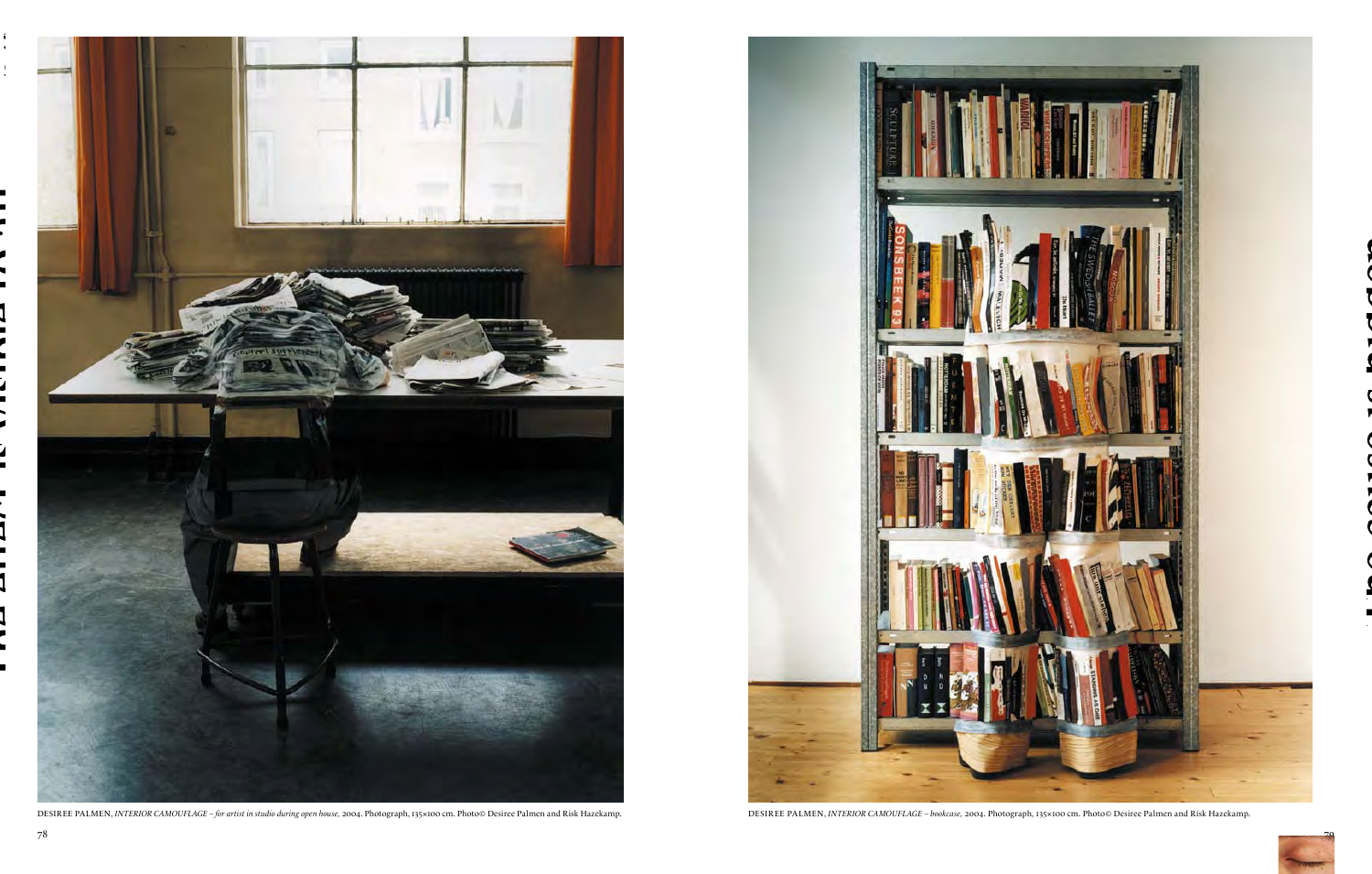DESIREE PALMEN, *INTERIOR CAMOUFLAGE – for artist in studio during open house,* 2004. Photograph, 135×100 cm. Photo© Desiree Palmen and Risk Hazekamp.

DESIREE PALMEN, *INTERIOR CAMOUFLAGE – bookcase,* 2004. Photograph, 135×100 cm. Photo© Desiree Palmen and Risk Hazekamp.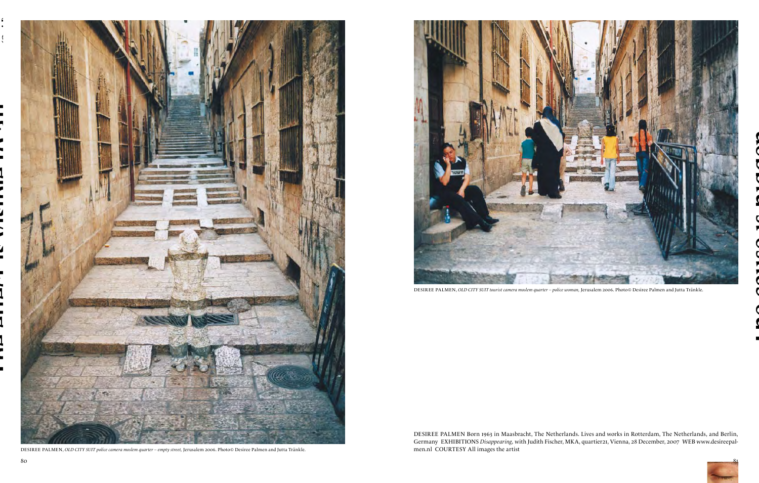DESIREE PALMEN, *OLD CITY SUIT police camera moslem quarter – empty street,* Jerusalem 2006. Photo© Desiree Palmen and Jutta Tränkle.

DESIREE PALMEN, *OLD CITY SUIT tourist camera moslem quarter – police woman,* Jerusalem 2006. Photo© Desiree Palmen and Jutta Tränkle.

DESIREE PALMEN Born 1963 in Maasbracht, The Netherlands. Lives and works in Rotterdam, The Netherlands, and Berlin, Germany EXHIBITIONS *Disappearing,* with Judith Fischer, MKA, quartier21, Vienna, 28 December, 2007 WEB www.desireepalmen.nl COURTESY All images the artist